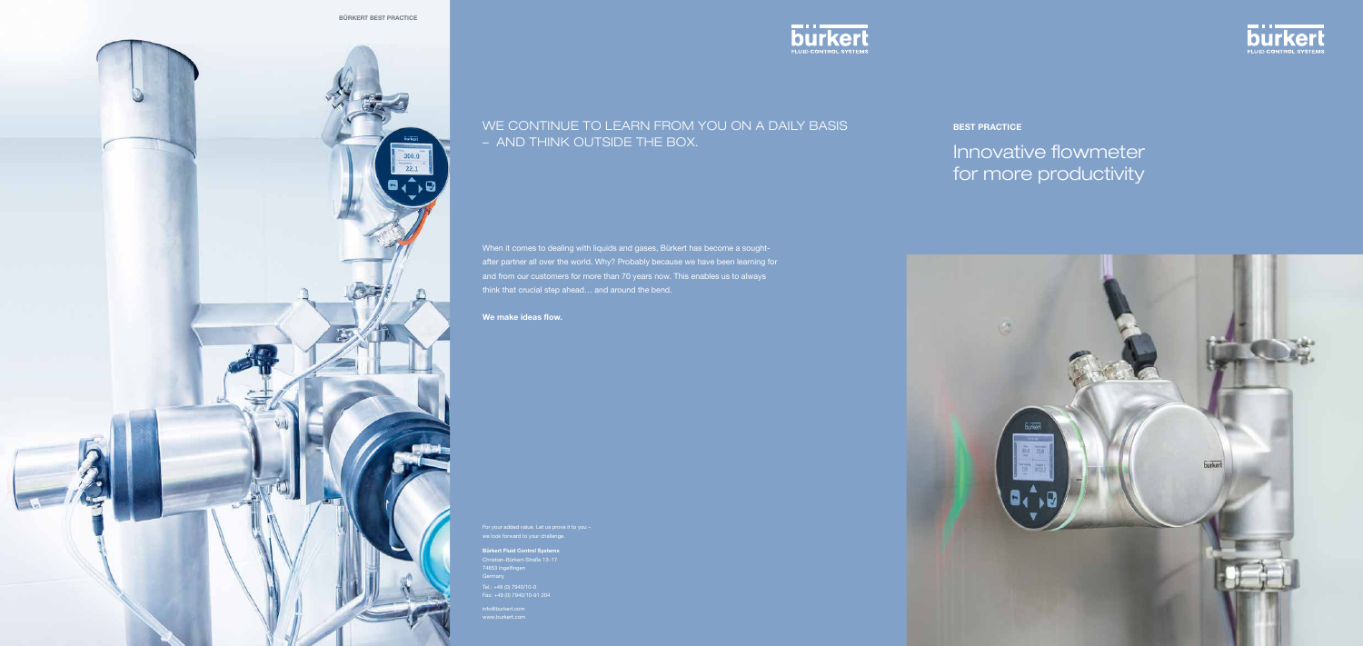# WE CONTINUE TO LEARN FROM YOU ON A DAILY BASIS – AND THINK OUTSIDE THE BOX.

When it comes to dealing with liquids and gases, Bürkert has become a sought-after partner all over the world. Why? Probably because we have been learning for and from our customers for more than 70 years now. This enables us to always think that crucial step ahead… and around the bend.

**We make ideas flow.**

For your added value. Let us prove it to you – we look forward to your challenge.

**Bürkert Fluid Control Systems**
Christian-Bürkert-Straße 13–17
74653 Ingelfingen
Germany
Tel.: +49 (0) 7940/10-0
Fax: +49 (0) 7940/10-91 204

info@burkert.com
www.burkert.com

**BEST PRACTICE**

# Innovative flowmeter for more productivity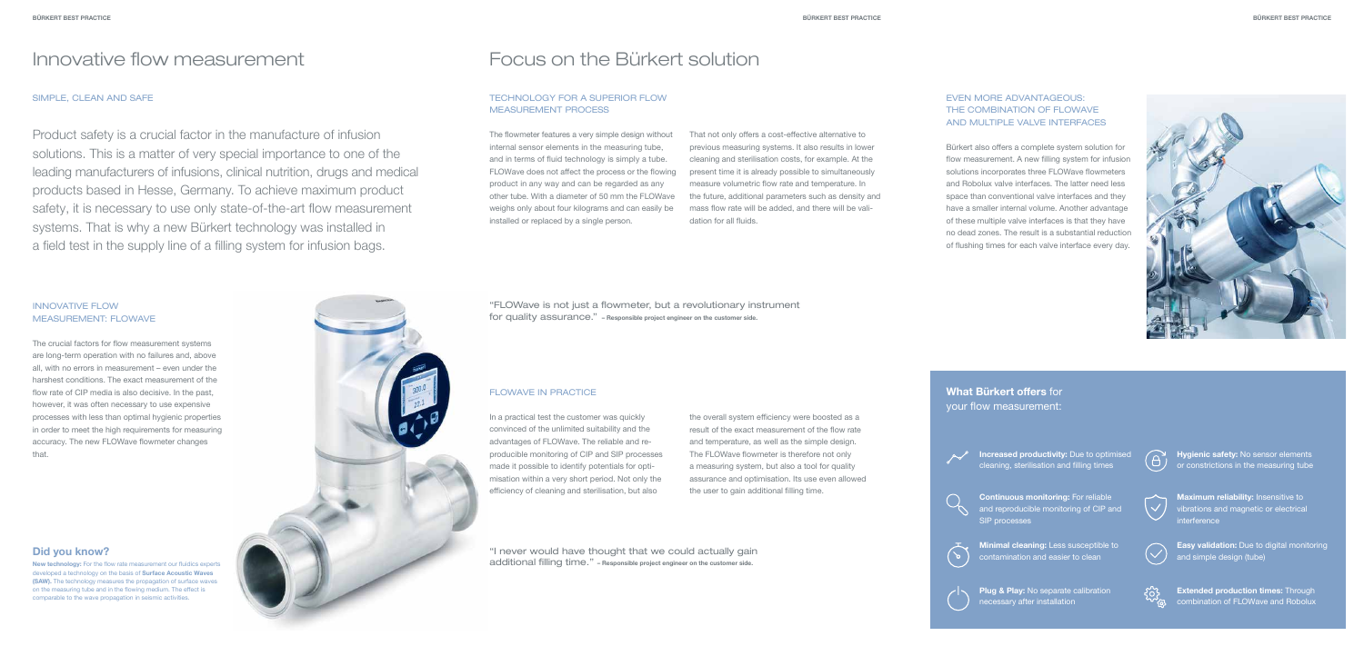# Innovative flow measurement

## SIMPLE, CLEAN AND SAFE

Product safety is a crucial factor in the manufacture of infusion solutions. This is a matter of very special importance to one of the leading manufacturers of infusions, clinical nutrition, drugs and medical products based in Hesse, Germany. To achieve maximum product safety, it is necessary to use only state-of-the-art flow measurement systems. That is why a new Bürkert technology was installed in a field test in the supply line of a filling system for infusion bags.

## INNOVATIVE FLOW MEASUREMENT: FLOWAVE

The crucial factors for flow measurement systems are long-term operation with no failures and, above all, with no errors in measurement – even under the harshest conditions. The exact measurement of the flow rate of CIP media is also decisive. In the past, however, it was often necessary to use expensive processes with less than optimal hygienic properties in order to meet the high requirements for measuring accuracy. The new FLOWave flowmeter changes that.

### Did you know?

**New technology:** For the flow rate measurement our fluidics experts developed a technology on the basis of **Surface Acoustic Waves (SAW)**. The technology measures the propagation of surface waves on the measuring tube and in the flowing medium. The effect is comparable to the wave propagation in seismic activities.

# Focus on the Bürkert solution

## TECHNOLOGY FOR A SUPERIOR FLOW MEASUREMENT PROCESS

The flowmeter features a very simple design without internal sensor elements in the measuring tube, and in terms of fluid technology is simply a tube. FLOWave does not affect the process or the flowing product in any way and can be regarded as any other tube. With a diameter of 50 mm the FLOWave weighs only about four kilograms and can easily be installed or replaced by a single person.

That not only offers a cost-effective alternative to previous measuring systems. It also results in lower cleaning and sterilisation costs, for example. At the present time it is already possible to simultaneously measure volumetric flow rate and temperature. In the future, additional parameters such as density and mass flow rate will be added, and there will be validation for all fluids.

"FLOWave is not just a flowmeter, but a revolutionary instrument for quality assurance." – **Responsible project engineer on the customer side.**

## FLOWAVE IN PRACTICE

In a practical test the customer was quickly convinced of the unlimited suitability and the advantages of FLOWave. The reliable and reproducible monitoring of CIP and SIP processes made it possible to identify potentials for optimisation within a very short period. Not only the efficiency of cleaning and sterilisation, but also the overall system efficiency were boosted as a result of the exact measurement of the flow rate and temperature, as well as the simple design. The FLOWave flowmeter is therefore not only a measuring system, but also a tool for quality assurance and optimisation. Its use even allowed the user to gain additional filling time.

"I never would have thought that we could actually gain additional filling time." – **Responsible project engineer on the customer side.**

## EVEN MORE ADVANTAGEOUS: THE COMBINATION OF FLOWAVE AND MULTIPLE VALVE INTERFACES

Bürkert also offers a complete system solution for flow measurement. A new filling system for infusion solutions incorporates three FLOWave flowmeters and Robolux valve interfaces. The latter need less space than conventional valve interfaces and they have a smaller internal volume. Another advantage of these multiple valve interfaces is that they have no dead zones. The result is a substantial reduction of flushing times for each valve interface every day.

## What Bürkert offers for your flow measurement:

- **Increased productivity:** Due to optimised cleaning, sterilisation and filling times
- **Continuous monitoring:** For reliable and reproducible monitoring of CIP and SIP processes
- **Minimal cleaning:** Less susceptible to contamination and easier to clean
- **Plug & Play:** No separate calibration necessary after installation
- **Hygienic safety:** No sensor elements or constrictions in the measuring tube
- **Maximum reliability:** Insensitive to vibrations and magnetic or electrical interference
- **Easy validation:** Due to digital monitoring and simple design (tube)
- **Extended production times:** Through combination of FLOWave and Robolux